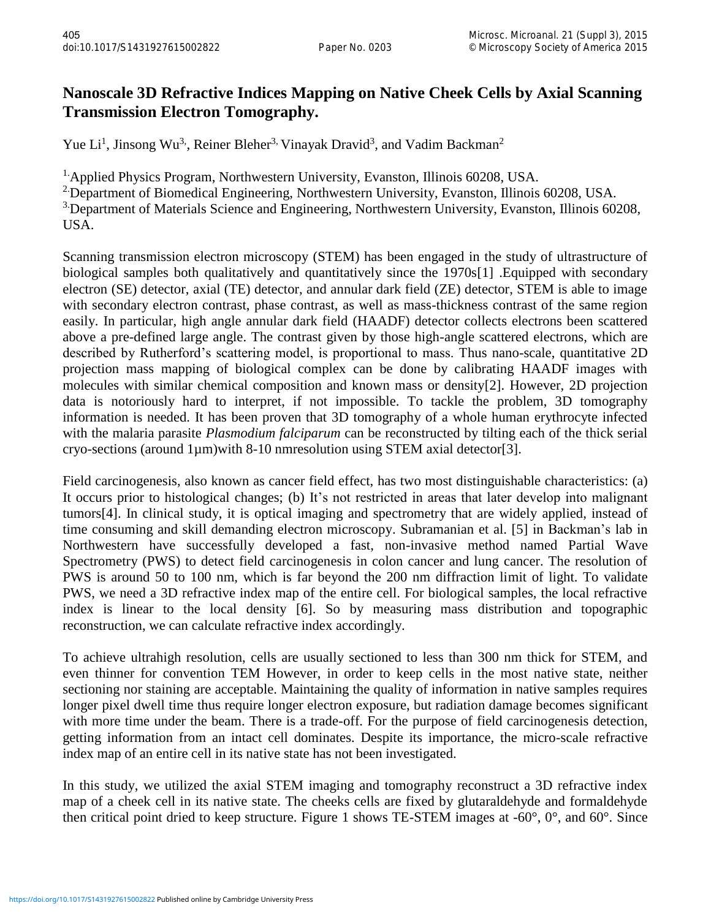# Nanoscale 3D Refractive Indices Mapping on Native Cheek Cells by Axial Scanning Transmission Electron Tomography.

Yue Li[1], Jinsong Wu[3], Reiner Bleher[3,] Vinayak Dravid[3], and Vadim Backman[2]

[1.] Applied Physics Program, Northwestern University, Evanston, Illinois 60208, USA.

[2.] Department of Biomedical Engineering, Northwestern University, Evanston, Illinois 60208, USA.

[3.] Department of Materials Science and Engineering, Northwestern University, Evanston, Illinois 60208, USA.

Scanning transmission electron microscopy (STEM) has been engaged in the study of ultrastructure of biological samples both qualitatively and quantitatively since the 1970s[1] .Equipped with secondary electron (SE) detector, axial (TE) detector, and annular dark field (ZE) detector, STEM is able to image with secondary electron contrast, phase contrast, as well as mass-thickness contrast of the same region easily. In particular, high angle annular dark field (HAADF) detector collects electrons been scattered above a pre-defined large angle. The contrast given by those high-angle scattered electrons, which are described by Rutherford's scattering model, is proportional to mass. Thus nano-scale, quantitative 2D projection mass mapping of biological complex can be done by calibrating HAADF images with molecules with similar chemical composition and known mass or density[2]. However, 2D projection data is notoriously hard to interpret, if not impossible. To tackle the problem, 3D tomography information is needed. It has been proven that 3D tomography of a whole human erythrocyte infected with the malaria parasite *Plasmodium falciparum* can be reconstructed by tilting each of the thick serial cryo-sections (around 1µm)with 8-10 nmresolution using STEM axial detector[3].

Field carcinogenesis, also known as cancer field effect, has two most distinguishable characteristics: (a) It occurs prior to histological changes; (b) It's not restricted in areas that later develop into malignant tumors[4]. In clinical study, it is optical imaging and spectrometry that are widely applied, instead of time consuming and skill demanding electron microscopy. Subramanian et al. [5] in Backman's lab in Northwestern have successfully developed a fast, non-invasive method named Partial Wave Spectrometry (PWS) to detect field carcinogenesis in colon cancer and lung cancer. The resolution of PWS is around 50 to 100 nm, which is far beyond the 200 nm diffraction limit of light. To validate PWS, we need a 3D refractive index map of the entire cell. For biological samples, the local refractive index is linear to the local density [6]. So by measuring mass distribution and topographic reconstruction, we can calculate refractive index accordingly.

To achieve ultrahigh resolution, cells are usually sectioned to less than 300 nm thick for STEM, and even thinner for convention TEM However, in order to keep cells in the most native state, neither sectioning nor staining are acceptable. Maintaining the quality of information in native samples requires longer pixel dwell time thus require longer electron exposure, but radiation damage becomes significant with more time under the beam. There is a trade-off. For the purpose of field carcinogenesis detection, getting information from an intact cell dominates. Despite its importance, the micro-scale refractive index map of an entire cell in its native state has not been investigated.

In this study, we utilized the axial STEM imaging and tomography reconstruct a 3D refractive index map of a cheek cell in its native state. The cheeks cells are fixed by glutaraldehyde and formaldehyde then critical point dried to keep structure. Figure 1 shows TE-STEM images at -60°, 0°, and 60°. Since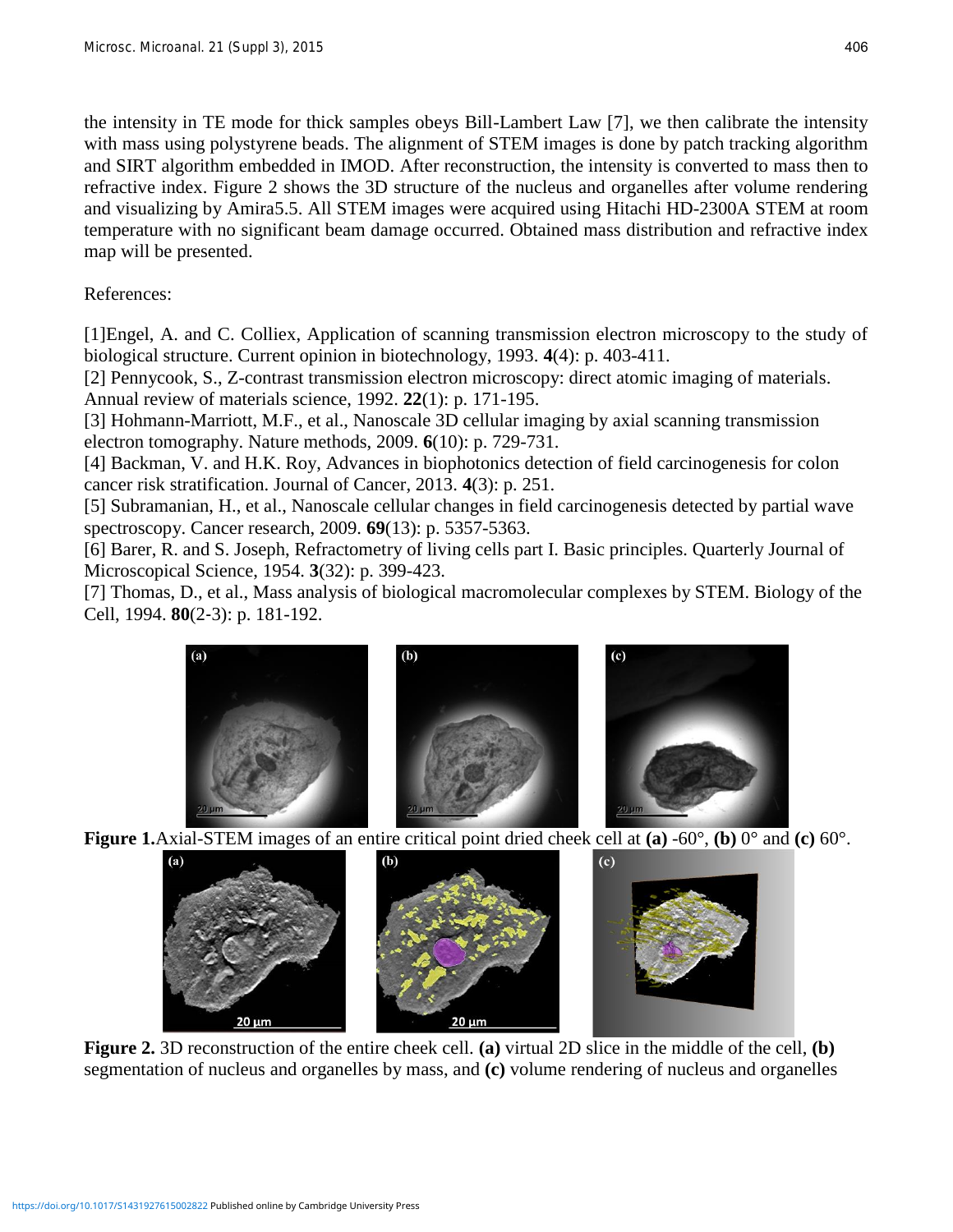the intensity in TE mode for thick samples obeys Bill-Lambert Law [7], we then calibrate the intensity with mass using polystyrene beads. The alignment of STEM images is done by patch tracking algorithm and SIRT algorithm embedded in IMOD. After reconstruction, the intensity is converted to mass then to refractive index. Figure 2 shows the 3D structure of the nucleus and organelles after volume rendering and visualizing by Amira5.5. All STEM images were acquired using Hitachi HD-2300A STEM at room temperature with no significant beam damage occurred. Obtained mass distribution and refractive index map will be presented.

References:

[1]Engel, A. and C. Colliex, Application of scanning transmission electron microscopy to the study of biological structure. Current opinion in biotechnology, 1993. **4**(4): p. 403-411.
[2] Pennycook, S., Z-contrast transmission electron microscopy: direct atomic imaging of materials. Annual review of materials science, 1992. **22**(1): p. 171-195.
[3] Hohmann-Marriott, M.F., et al., Nanoscale 3D cellular imaging by axial scanning transmission electron tomography. Nature methods, 2009. **6**(10): p. 729-731.
[4] Backman, V. and H.K. Roy, Advances in biophotonics detection of field carcinogenesis for colon cancer risk stratification. Journal of Cancer, 2013. **4**(3): p. 251.
[5] Subramanian, H., et al., Nanoscale cellular changes in field carcinogenesis detected by partial wave spectroscopy. Cancer research, 2009. **69**(13): p. 5357-5363.
[6] Barer, R. and S. Joseph, Refractometry of living cells part I. Basic principles. Quarterly Journal of Microscopical Science, 1954. **3**(32): p. 399-423.
[7] Thomas, D., et al., Mass analysis of biological macromolecular complexes by STEM. Biology of the Cell, 1994. **80**(2-3): p. 181-192.

**Figure 1.**Axial-STEM images of an entire critical point dried cheek cell at **(a)** -60°, **(b)** 0° and **(c)** 60°.

**Figure 2.** 3D reconstruction of the entire cheek cell. **(a)** virtual 2D slice in the middle of the cell, **(b)** segmentation of nucleus and organelles by mass, and **(c)** volume rendering of nucleus and organelles